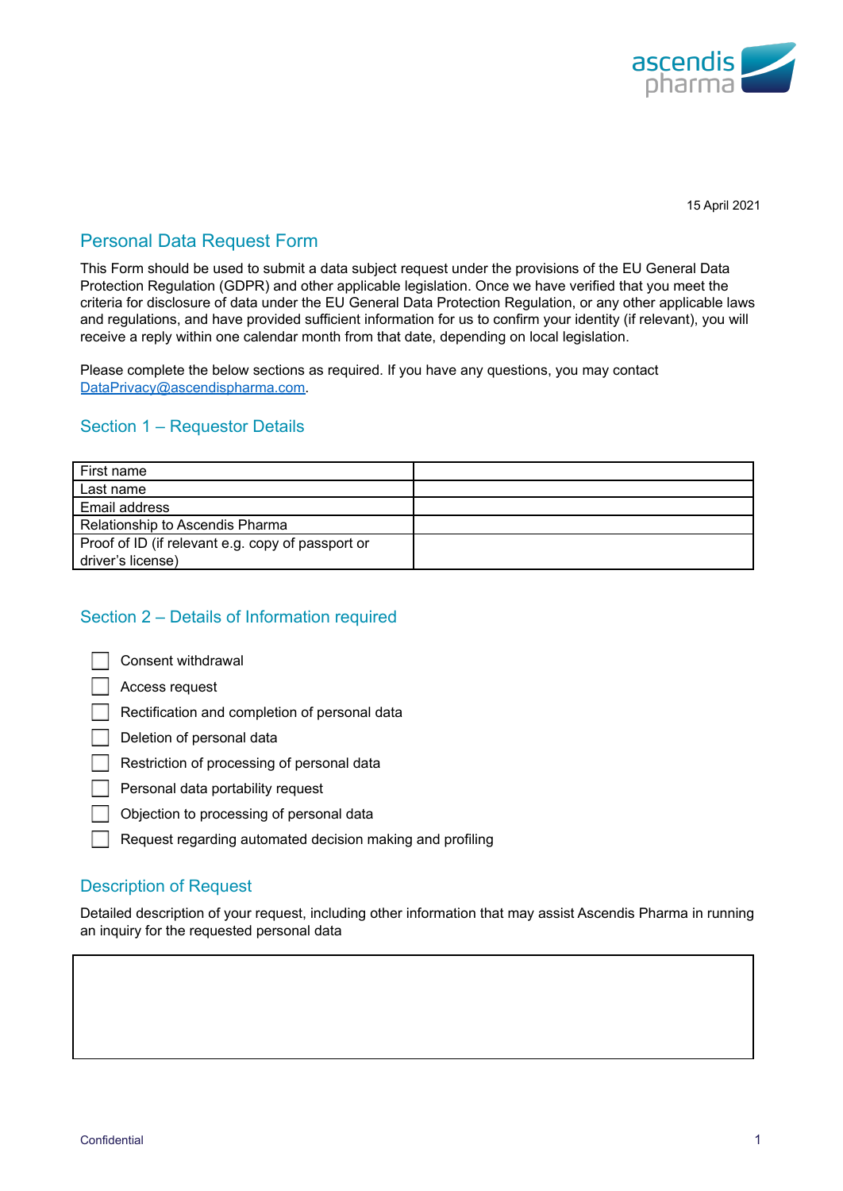15 April 2021

## Personal Data Request Form

This Form should be used to submit a data subject request under the provisions of the EU General Data Protection Regulation (GDPR) and other applicable legislation. Once we have verified that you meet the criteria for disclosure of data under the EU General Data Protection Regulation, or any other applicable laws and regulations, and have provided sufficient information for us to confirm your identity (if relevant), you will receive a reply within one calendar month from that date, depending on local legislation.

Please complete the below sections as required. If you have any questions, you may contact DataPrivacy@ascendispharma.com.

### Section 1 – Requestor Details

| First name | |
|---|---|
| Last name | |
| Email address | |
| Relationship to Ascendis Pharma | |
| Proof of ID (if relevant e.g. copy of passport or driver's license) | |

### Section 2 – Details of Information required

- [ ] Consent withdrawal
- [ ] Access request
- [ ] Rectification and completion of personal data
- [ ] Deletion of personal data
- [ ] Restriction of processing of personal data
- [ ] Personal data portability request
- [ ] Objection to processing of personal data
- [ ] Request regarding automated decision making and profiling

### Description of Request

Detailed description of your request, including other information that may assist Ascendis Pharma in running an inquiry for the requested personal data

| |
|---|
| |

Confidential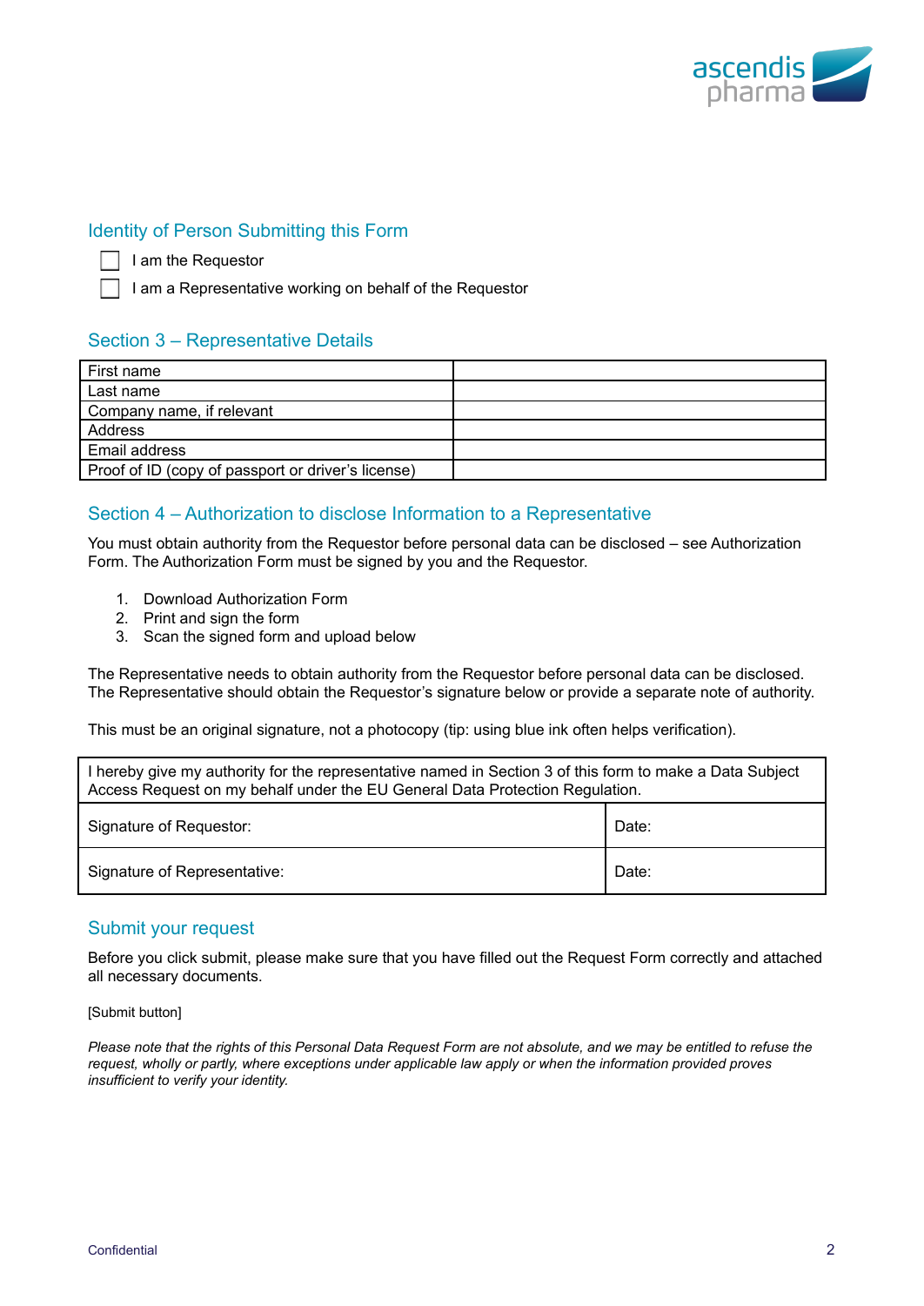## Identity of Person Submitting this Form

☐ I am the Requestor

☐ I am a Representative working on behalf of the Requestor

## Section 3 – Representative Details

| | |
|---|---|
| First name | |
| Last name | |
| Company name, if relevant | |
| Address | |
| Email address | |
| Proof of ID (copy of passport or driver's license) | |

## Section 4 – Authorization to disclose Information to a Representative

You must obtain authority from the Requestor before personal data can be disclosed – see Authorization Form. The Authorization Form must be signed by you and the Requestor.

1. Download Authorization Form
2. Print and sign the form
3. Scan the signed form and upload below

The Representative needs to obtain authority from the Requestor before personal data can be disclosed. The Representative should obtain the Requestor's signature below or provide a separate note of authority.

This must be an original signature, not a photocopy (tip: using blue ink often helps verification).

| I hereby give my authority for the representative named in Section 3 of this form to make a Data Subject Access Request on my behalf under the EU General Data Protection Regulation. | |
|---|---|
| Signature of Requestor: | Date: |
| Signature of Representative: | Date: |

## Submit your request

Before you click submit, please make sure that you have filled out the Request Form correctly and attached all necessary documents.

[Submit button]

*Please note that the rights of this Personal Data Request Form are not absolute, and we may be entitled to refuse the request, wholly or partly, where exceptions under applicable law apply or when the information provided proves insufficient to verify your identity.*

Confidential